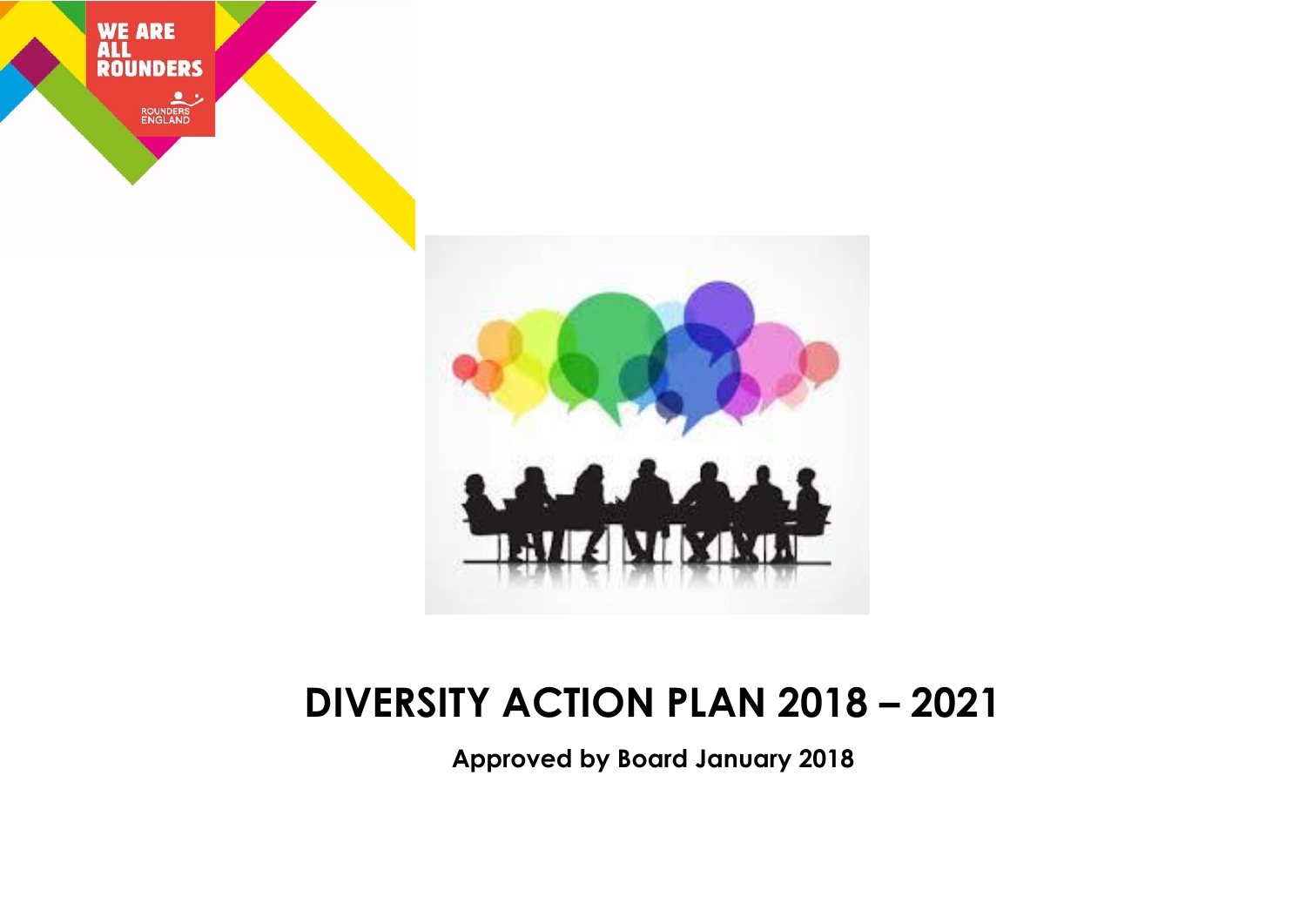WE ARE ALL ROUNDERS

ROUNDERS ENGLAND

# DIVERSITY ACTION PLAN 2018 – 2021

**Approved by Board January 2018**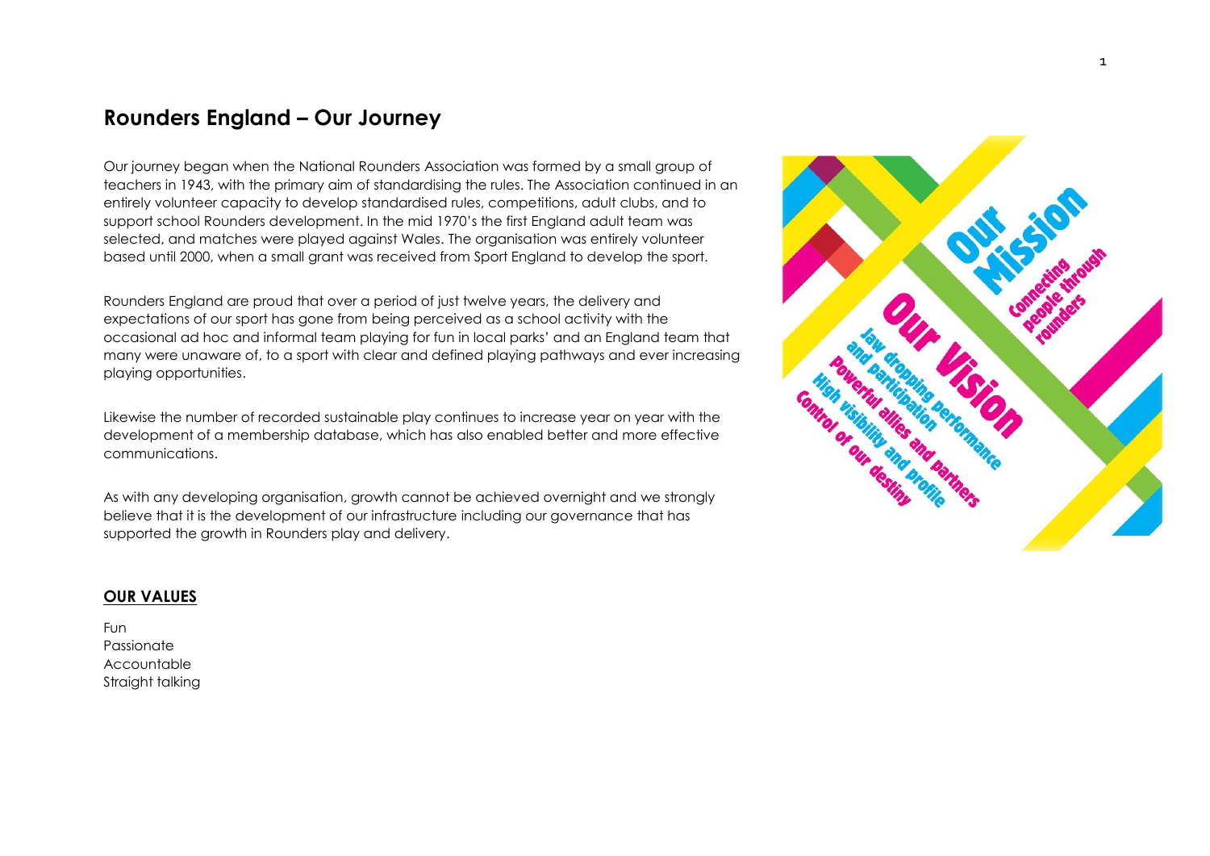## Rounders England – Our Journey

Our journey began when the National Rounders Association was formed by a small group of teachers in 1943, with the primary aim of standardising the rules. The Association continued in an entirely volunteer capacity to develop standardised rules, competitions, adult clubs, and to support school Rounders development. In the mid 1970's the first England adult team was selected, and matches were played against Wales. The organisation was entirely volunteer based until 2000, when a small grant was received from Sport England to develop the sport.

Rounders England are proud that over a period of just twelve years, the delivery and expectations of our sport has gone from being perceived as a school activity with the occasional ad hoc and informal team playing for fun in local parks' and an England team that many were unaware of, to a sport with clear and defined playing pathways and ever increasing playing opportunities.

Likewise the number of recorded sustainable play continues to increase year on year with the development of a membership database, which has also enabled better and more effective communications.

As with any developing organisation, growth cannot be achieved overnight and we strongly believe that it is the development of our infrastructure including our governance that has supported the growth in Rounders play and delivery.

**Our Mission**

Connecting people through rounders

**Our Vision**

- Jaw dropping performance and participation
- Powerful allies and partners
- High visibility and profile
- Control of our destiny

### OUR VALUES

Fun
Passionate
Accountable
Straight talking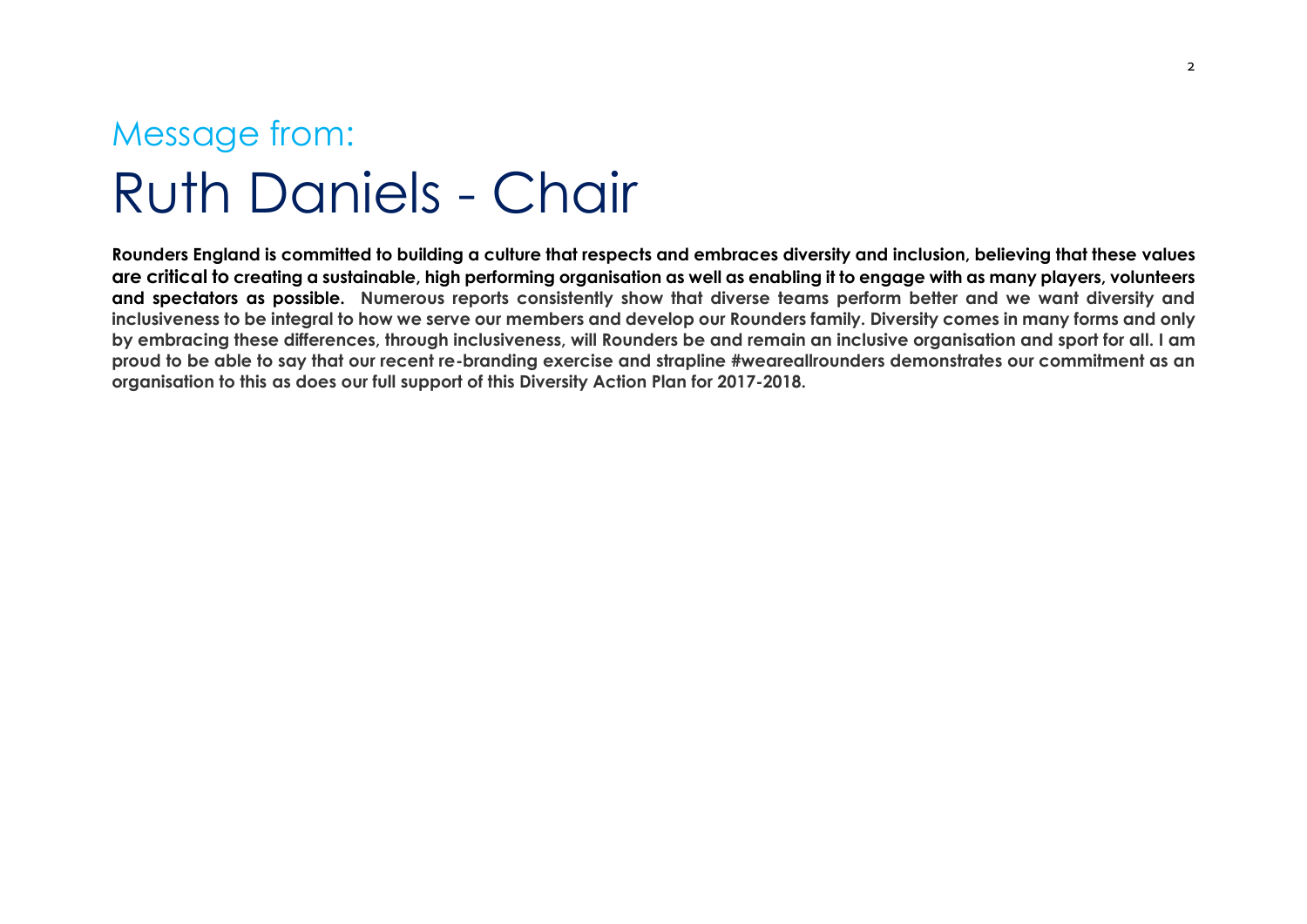# Message from:

# Ruth Daniels - Chair

**Rounders England is committed to building a culture that respects and embraces diversity and inclusion, believing that these values are critical to creating a sustainable, high performing organisation as well as enabling it to engage with as many players, volunteers and spectators as possible. Numerous reports consistently show that diverse teams perform better and we want diversity and inclusiveness to be integral to how we serve our members and develop our Rounders family. Diversity comes in many forms and only by embracing these differences, through inclusiveness, will Rounders be and remain an inclusive organisation and sport for all. I am proud to be able to say that our recent re-branding exercise and strapline #weareallrounders demonstrates our commitment as an organisation to this as does our full support of this Diversity Action Plan for 2017-2018.**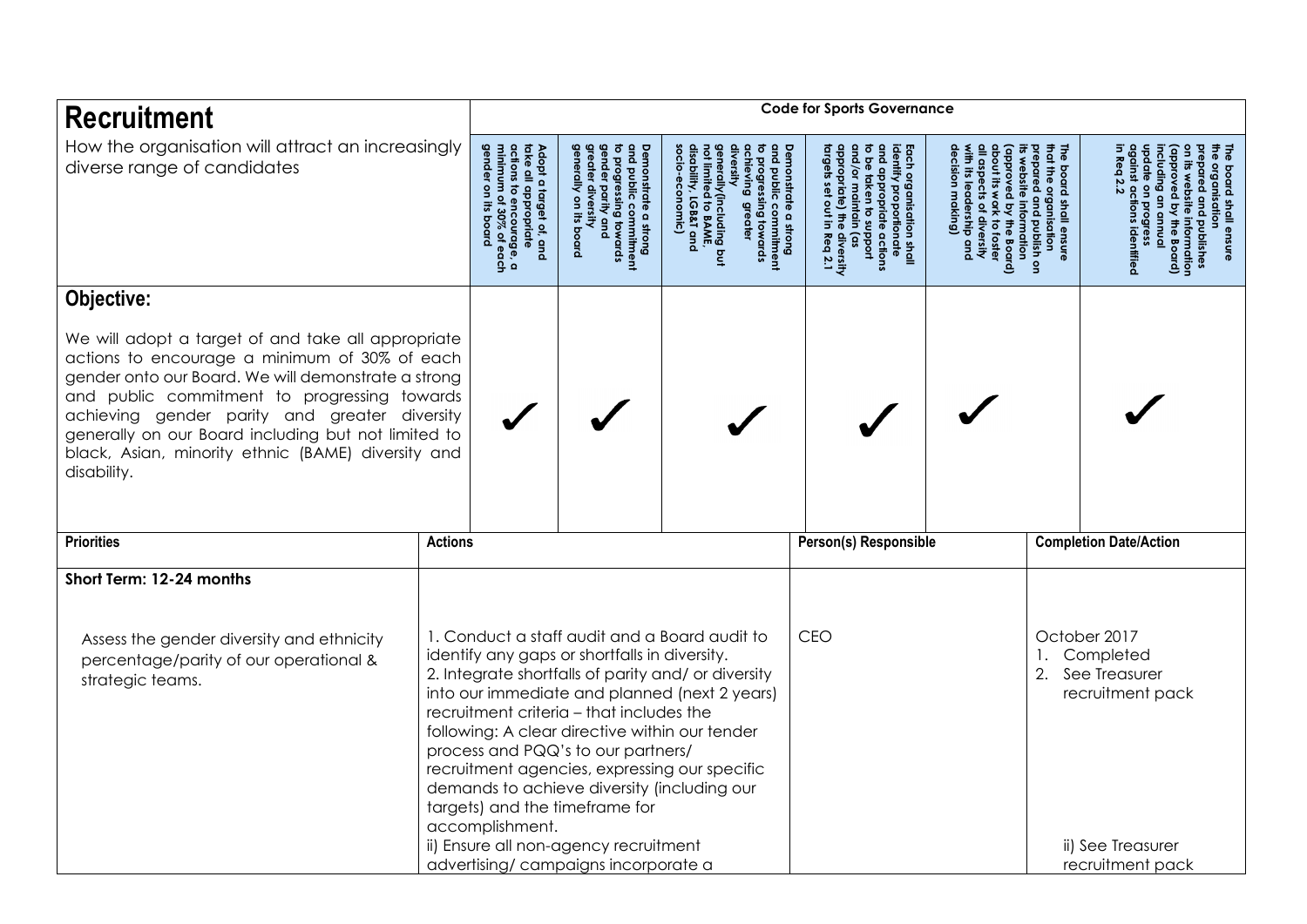| **Recruitment** | Code for Sports Governance | | | | | |
|---|---|---|---|---|---|---|
| How the organisation will attract an increasingly diverse range of candidates | **Adopt a target of, and take all appropriate actions to encourage a minimum of 30% of each gender on its board** | **Demonstrate a strong and public commitment to progressing towards gender parity and greater diversity generally on its board** | **Demonstrate a strong and public commitment to progressing towards achieving greater diversity generally(including but not limited to BAME, disability, LGB&T and socio-economic)** | **Each organisation shall identify proportionate and appropriate actions to be taken to support and/or maintain (as appropriate) the diversity targets set out in Req 2.1** | **The board shall ensure that the organisation prepared and publish on its website information (approved by the Board) about its work to foster all aspects of diversity with its leadership and decision making)** | **The board shall ensure the organisation prepared and publishes on its website information (approved by the Board) including an annual update on progress against actions identified in Req 2.2** |
| **Objective:**<br><br>We will adopt a target of and take all appropriate actions to encourage a minimum of 30% of each gender onto our Board. We will demonstrate a strong and public commitment to progressing towards achieving gender parity and greater diversity generally on our Board including but not limited to black, Asian, minority ethnic (BAME) diversity and disability. | ✓ | ✓ | ✓ | ✓ | ✓ | ✓ |

| Priorities | Actions | Person(s) Responsible | Completion Date/Action |
|---|---|---|---|
| **Short Term: 12-24 months** | | | |
| Assess the gender diversity and ethnicity percentage/parity of our operational & strategic teams. | 1. Conduct a staff audit and a Board audit to identify any gaps or shortfalls in diversity.<br>2. Integrate shortfalls of parity and/ or diversity into our immediate and planned (next 2 years) recruitment criteria – that includes the following: A clear directive within our tender process and PQQ's to our partners/ recruitment agencies, expressing our specific demands to achieve diversity (including our targets) and the timeframe for accomplishment.<br>ii) Ensure all non-agency recruitment advertising/ campaigns incorporate a | CEO | October 2017<br>1. Completed<br>2. See Treasurer recruitment pack<br><br>ii) See Treasurer recruitment pack |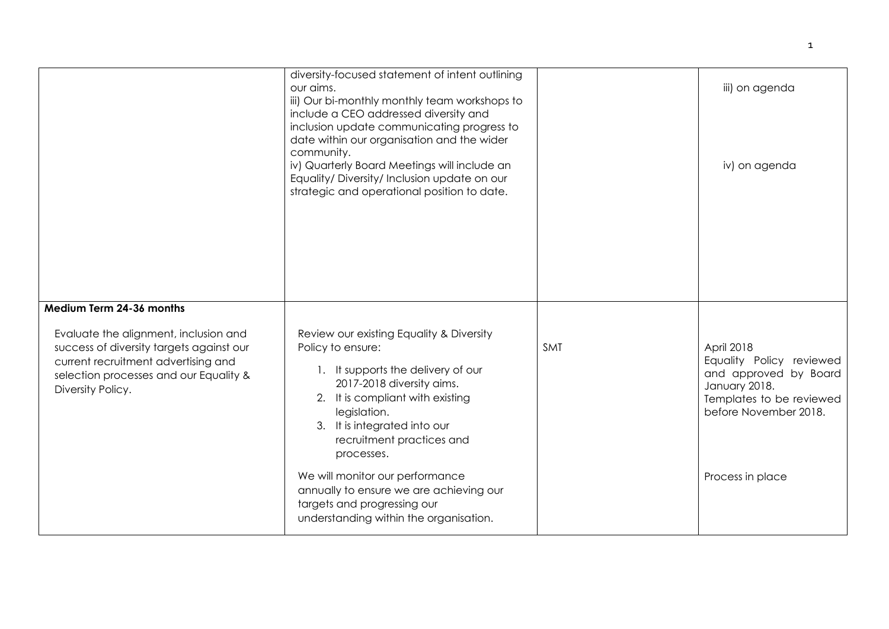| | | | |
|---|---|---|---|
| | diversity-focused statement of intent outlining our aims.<br>iii) Our bi-monthly monthly team workshops to include a CEO addressed diversity and inclusion update communicating progress to date within our organisation and the wider community.<br>iv) Quarterly Board Meetings will include an Equality/ Diversity/ Inclusion update on our strategic and operational position to date. | | iii) on agenda<br><br>iv) on agenda |
| **Medium Term 24-36 months**<br><br>Evaluate the alignment, inclusion and success of diversity targets against our current recruitment advertising and selection processes and our Equality & Diversity Policy. | Review our existing Equality & Diversity Policy to ensure:<br>1. It supports the delivery of our 2017-2018 diversity aims.<br>2. It is compliant with existing legislation.<br>3. It is integrated into our recruitment practices and processes.<br><br>We will monitor our performance annually to ensure we are achieving our targets and progressing our understanding within the organisation. | SMT | April 2018<br>Equality Policy reviewed and approved by Board January 2018.<br>Templates to be reviewed before November 2018.<br><br>Process in place |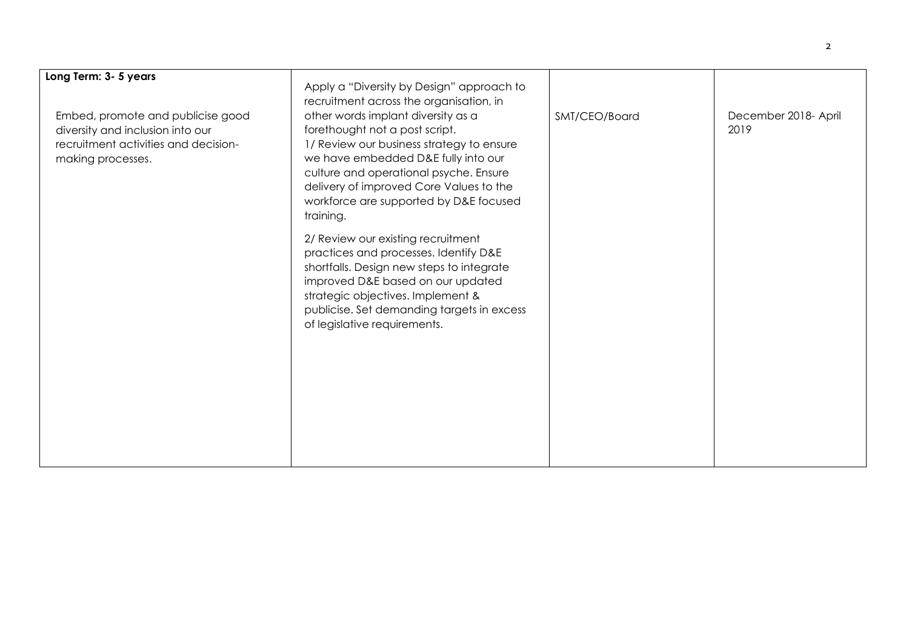| **Long Term: 3- 5 years**<br><br>Embed, promote and publicise good diversity and inclusion into our recruitment activities and decision-making processes. | Apply a "Diversity by Design" approach to recruitment across the organisation, in other words implant diversity as a forethought not a post script.<br>1/ Review our business strategy to ensure we have embedded D&E fully into our culture and operational psyche. Ensure delivery of improved Core Values to the workforce are supported by D&E focused training.<br><br>2/ Review our existing recruitment practices and processes. Identify D&E shortfalls. Design new steps to integrate improved D&E based on our updated strategic objectives. Implement & publicise. Set demanding targets in excess of legislative requirements. | SMT/CEO/Board | December 2018- April 2019 |
|---|---|---|---|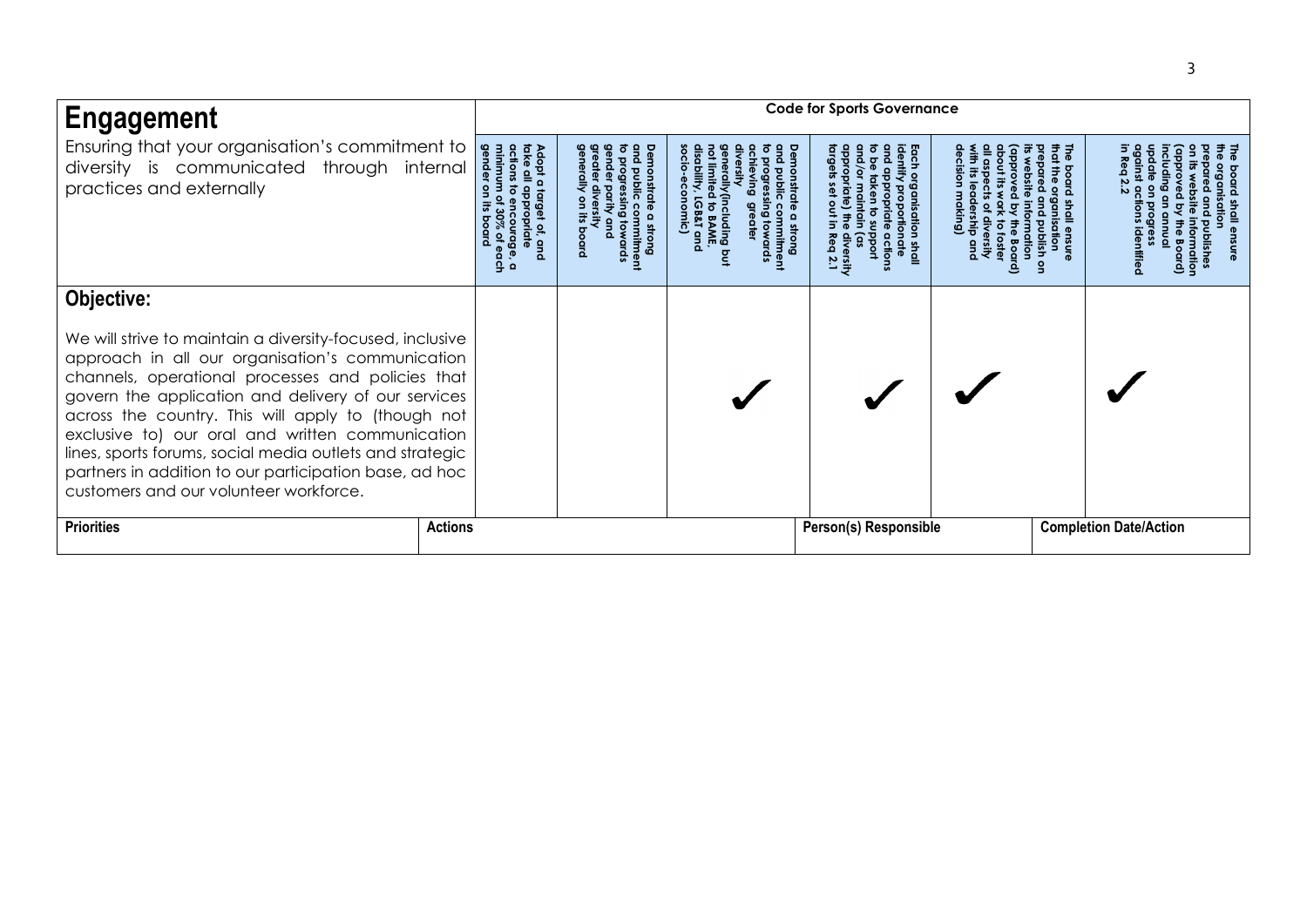| **Engagement** | Code for Sports Governance | | | | | |
|---|---|---|---|---|---|---|
| Ensuring that your organisation's commitment to diversity is communicated through internal practices and externally | **Adopt a target of, and take all appropriate actions to encourage, a minimum of 30% of each gender on its board** | **Demonstrate a strong and public commitment to progressing towards gender parity and greater diversity generally on its board** | **Demonstrate a strong and public commitment to progressing towards achieving greater diversity generally (including but not limited to BAME, disability, LGB&T and socio-economic)** | **Each organisation shall identify proportionate and appropriate actions to be taken to support and/or maintain (as appropriate) the diversity targets set out in Req 2.1** | **The board shall ensure that the organisation prepared and publish on its website information (approved by the Board) about its work to foster all aspects of diversity with its leadership and decision making)** | **The board shall ensure the organisation prepared and publishes on its website information (approved by the Board) including an annual update on progress against actions identified in Req 2.2** |
| **Objective:**<br><br>We will strive to maintain a diversity-focused, inclusive approach in all our organisation's communication channels, operational processes and policies that govern the application and delivery of our services across the country. This will apply to (though not exclusive to) our oral and written communication lines, sports forums, social media outlets and strategic partners in addition to our participation base, ad hoc customers and our volunteer workforce. | | | ✓ | ✓ | ✓ | ✓ |

| **Priorities** | **Actions** | **Person(s) Responsible** | **Completion Date/Action** |
|---|---|---|---|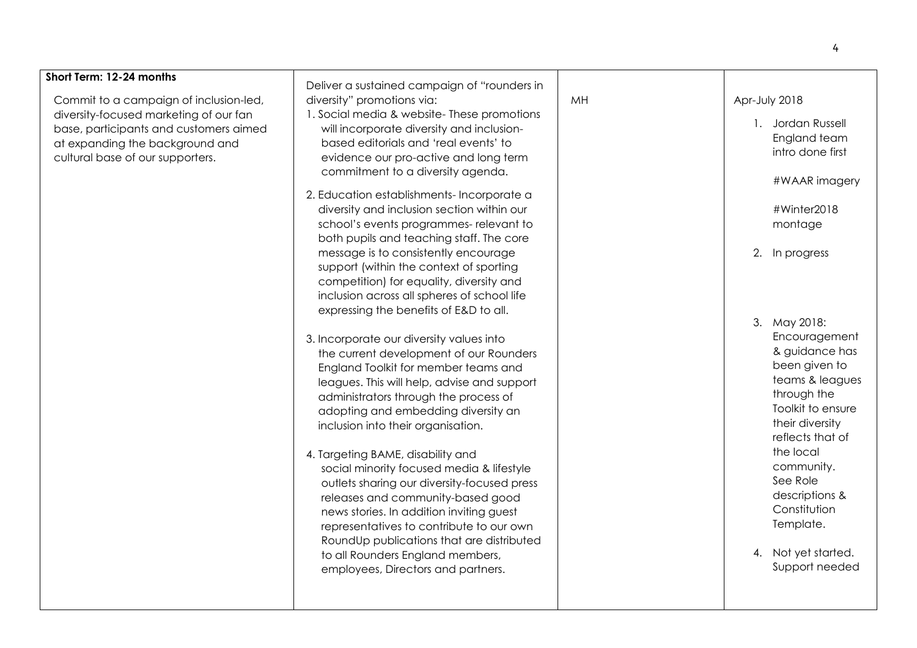| **Short Term: 12-24 months**<br><br>Commit to a campaign of inclusion-led, diversity-focused marketing of our fan base, participants and customers aimed at expanding the background and cultural base of our supporters. | Deliver a sustained campaign of "rounders in diversity" promotions via:<br>1. Social media & website- These promotions will incorporate diversity and inclusion-based editorials and 'real events' to evidence our pro-active and long term commitment to a diversity agenda.<br><br>2. Education establishments- Incorporate a diversity and inclusion section within our school's events programmes- relevant to both pupils and teaching staff. The core message is to consistently encourage support (within the context of sporting competition) for equality, diversity and inclusion across all spheres of school life expressing the benefits of E&D to all.<br><br>3. Incorporate our diversity values into the current development of our Rounders England Toolkit for member teams and leagues. This will help, advise and support administrators through the process of adopting and embedding diversity an inclusion into their organisation.<br><br>4. Targeting BAME, disability and social minority focused media & lifestyle outlets sharing our diversity-focused press releases and community-based good news stories. In addition inviting guest representatives to contribute to our own RoundUp publications that are distributed to all Rounders England members, employees, Directors and partners. | MH | Apr-July 2018<br><br>1. Jordan Russell England team intro done first<br><br>#WAAR imagery<br><br>#Winter2018 montage<br><br>2. In progress<br><br>3. May 2018: Encouragement & guidance has been given to teams & leagues through the Toolkit to ensure their diversity reflects that of the local community. See Role descriptions & Constitution Template.<br><br>4. Not yet started. Support needed |
|---|---|---|---|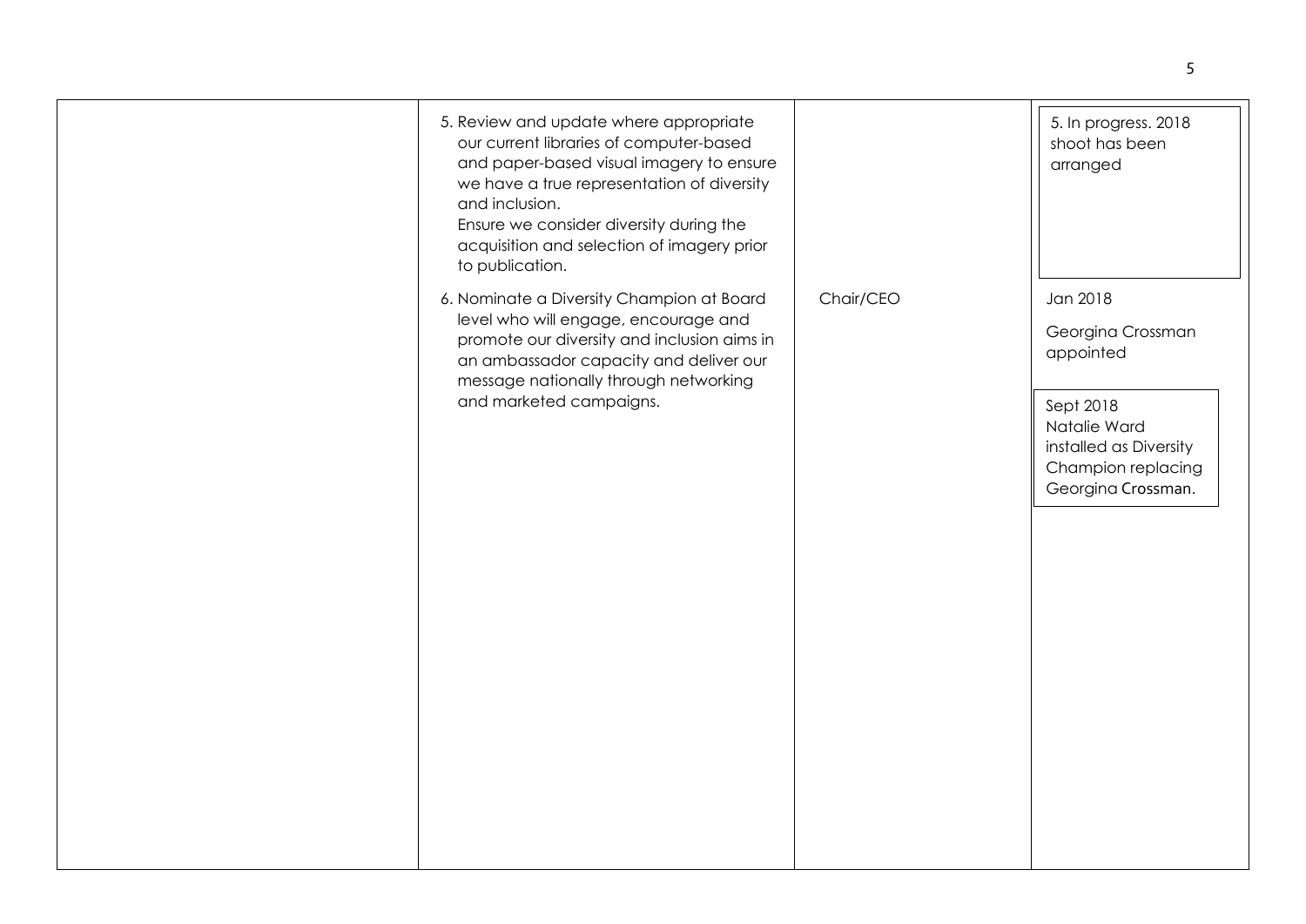| | | | |
|---|---|---|---|
| | 5. Review and update where appropriate our current libraries of computer-based and paper-based visual imagery to ensure we have a true representation of diversity and inclusion. Ensure we consider diversity during the acquisition and selection of imagery prior to publication. | | 5. In progress. 2018 shoot has been arranged |
| | 6. Nominate a Diversity Champion at Board level who will engage, encourage and promote our diversity and inclusion aims in an ambassador capacity and deliver our message nationally through networking and marketed campaigns. | Chair/CEO | Jan 2018<br><br>Georgina Crossman appointed<br><br>Sept 2018 Natalie Ward installed as Diversity Champion replacing Georgina Crossman. |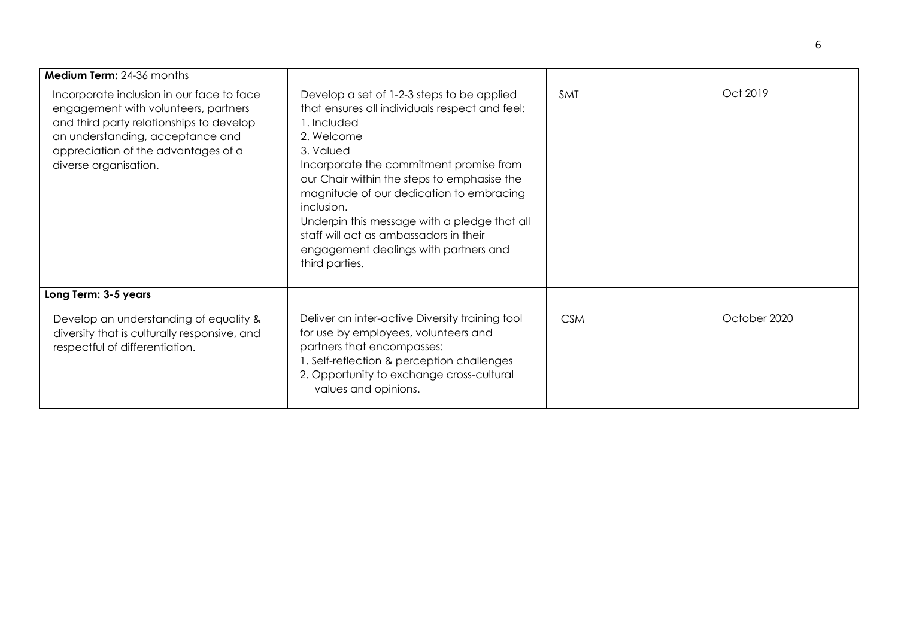| **Medium Term:** 24-36 months | | | |
|---|---|---|---|
| Incorporate inclusion in our face to face engagement with volunteers, partners and third party relationships to develop an understanding, acceptance and appreciation of the advantages of a diverse organisation. | Develop a set of 1-2-3 steps to be applied that ensures all individuals respect and feel:<br>1. Included<br>2. Welcome<br>3. Valued<br>Incorporate the commitment promise from our Chair within the steps to emphasise the magnitude of our dedication to embracing inclusion.<br>Underpin this message with a pledge that all staff will act as ambassadors in their engagement dealings with partners and third parties. | SMT | Oct 2019 |
| **Long Term: 3-5 years** | | | |
| Develop an understanding of equality & diversity that is culturally responsive, and respectful of differentiation. | Deliver an inter-active Diversity training tool for use by employees, volunteers and partners that encompasses:<br>1. Self-reflection & perception challenges<br>2. Opportunity to exchange cross-cultural values and opinions. | CSM | October 2020 |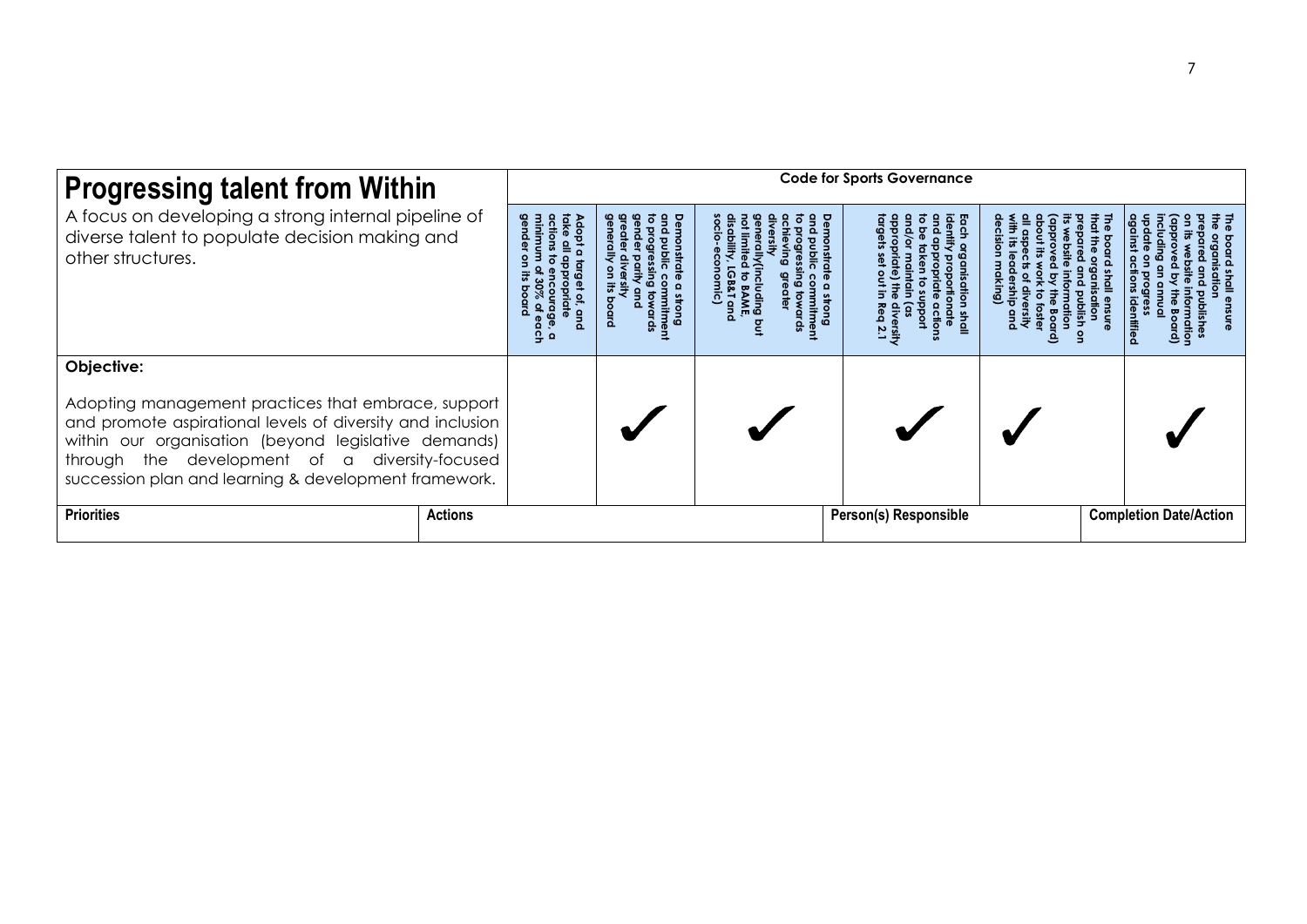| **Progressing talent from Within** | Code for Sports Governance | | | | | |
|---|---|---|---|---|---|---|
| A focus on developing a strong internal pipeline of diverse talent to populate decision making and other structures. | **Adopt a target of, and take all appropriate actions to encourage, a minimum of 30% of each gender on its board** | **Demonstrate a strong and public commitment to progressing towards gender parity and greater diversity generally on its board** | **Demonstrate a strong and public commitment to progressing towards achieving greater diversity generally(including but not limited to BAME, disability, LGB&T and socio-economic)** | **Each organisation shall identify proportionate and appropriate actions to be taken to support and/or maintain (as appropriate) the diversity targets set out in Req 2.1** | **The board shall ensure that the organisation prepared and publish on its website information (approved by the Board) about its work to foster all aspects of diversity with its leadership and decision making)** | **The board shall ensure the organisation prepared and publishes on its website information (approved by the Board) including an annual update on progress against actions identified** |
| **Objective:**<br><br>Adopting management practices that embrace, support and promote aspirational levels of diversity and inclusion within our organisation (beyond legislative demands) through the development of a diversity-focused succession plan and learning & development framework. | | ✓ | ✓ | ✓ | ✓ | ✓ |

| **Priorities** | **Actions** | **Person(s) Responsible** | **Completion Date/Action** |
|---|---|---|---|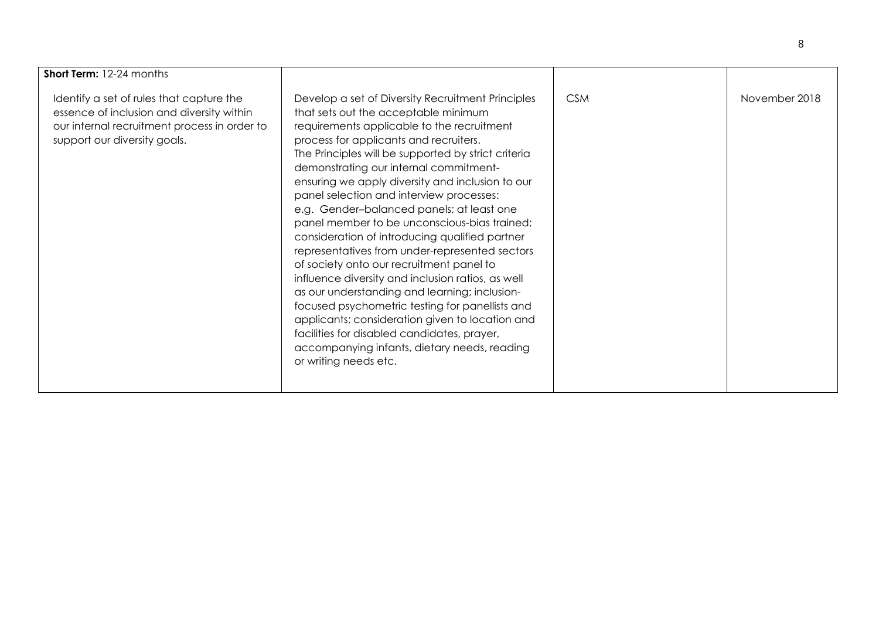| **Short Term:** 12-24 months | | | |
|---|---|---|---|
| Identify a set of rules that capture the essence of inclusion and diversity within our internal recruitment process in order to support our diversity goals. | Develop a set of Diversity Recruitment Principles that sets out the acceptable minimum requirements applicable to the recruitment process for applicants and recruiters. The Principles will be supported by strict criteria demonstrating our internal commitment- ensuring we apply diversity and inclusion to our panel selection and interview processes: e.g. Gender–balanced panels; at least one panel member to be unconscious-bias trained; consideration of introducing qualified partner representatives from under-represented sectors of society onto our recruitment panel to influence diversity and inclusion ratios, as well as our understanding and learning; inclusion-focused psychometric testing for panellists and applicants; consideration given to location and facilities for disabled candidates, prayer, accompanying infants, dietary needs, reading or writing needs etc. | CSM | November 2018 |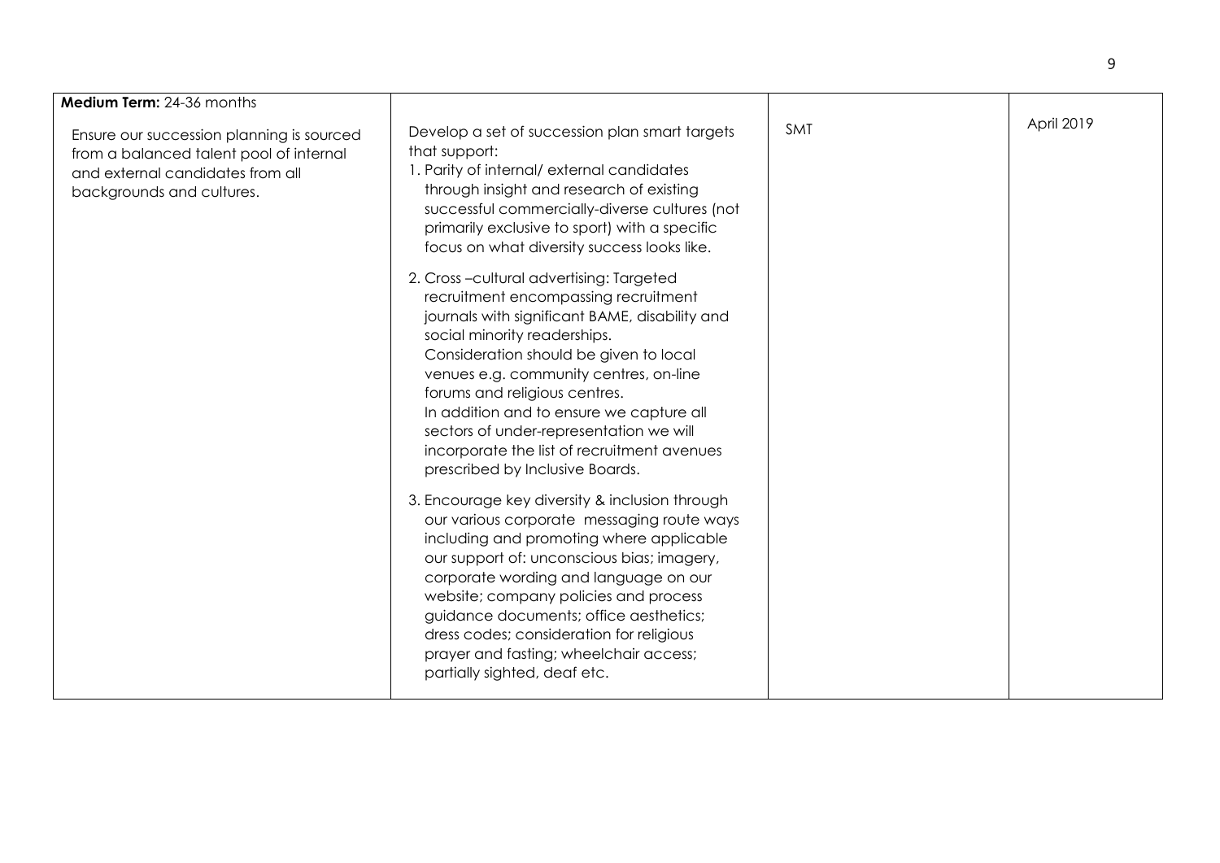| **Medium Term:** 24-36 months | | | |
|---|---|---|---|
| Ensure our succession planning is sourced from a balanced talent pool of internal and external candidates from all backgrounds and cultures. | Develop a set of succession plan smart targets that support:<br>1. Parity of internal/ external candidates through insight and research of existing successful commercially-diverse cultures (not primarily exclusive to sport) with a specific focus on what diversity success looks like.<br>2. Cross –cultural advertising: Targeted recruitment encompassing recruitment journals with significant BAME, disability and social minority readerships. Consideration should be given to local venues e.g. community centres, on-line forums and religious centres. In addition and to ensure we capture all sectors of under-representation we will incorporate the list of recruitment avenues prescribed by Inclusive Boards.<br>3. Encourage key diversity & inclusion through our various corporate messaging route ways including and promoting where applicable our support of: unconscious bias; imagery, corporate wording and language on our website; company policies and process guidance documents; office aesthetics; dress codes; consideration for religious prayer and fasting; wheelchair access; partially sighted, deaf etc. | SMT | April 2019 |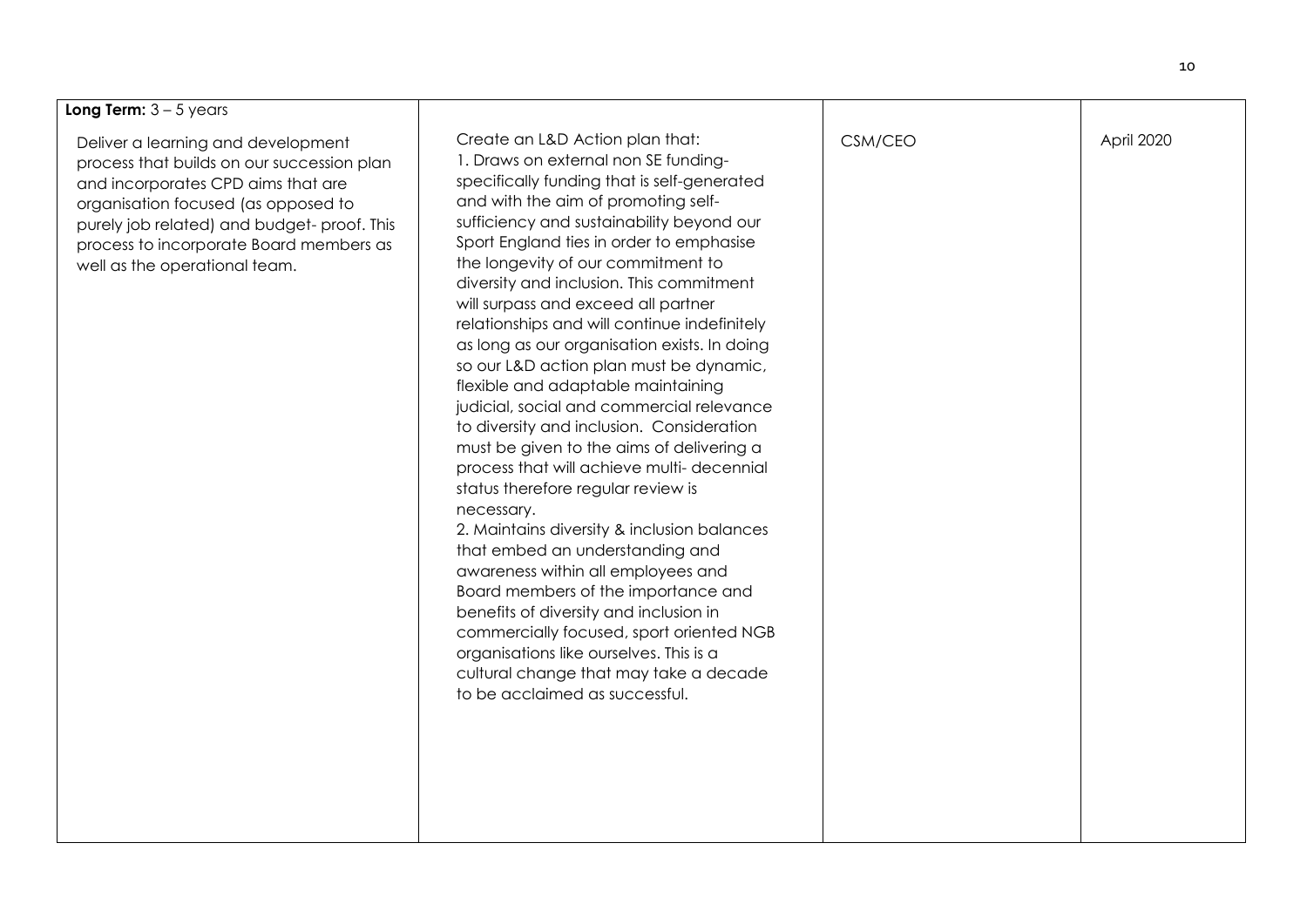| **Long Term:** 3 – 5 years | | | |
|---|---|---|---|
| Deliver a learning and development process that builds on our succession plan and incorporates CPD aims that are organisation focused (as opposed to purely job related) and budget- proof. This process to incorporate Board members as well as the operational team. | Create an L&D Action plan that:<br>1. Draws on external non SE funding- specifically funding that is self-generated and with the aim of promoting self-sufficiency and sustainability beyond our Sport England ties in order to emphasise the longevity of our commitment to diversity and inclusion. This commitment will surpass and exceed all partner relationships and will continue indefinitely as long as our organisation exists. In doing so our L&D action plan must be dynamic, flexible and adaptable maintaining judicial, social and commercial relevance to diversity and inclusion. Consideration must be given to the aims of delivering a process that will achieve multi- decennial status therefore regular review is necessary.<br>2. Maintains diversity & inclusion balances that embed an understanding and awareness within all employees and Board members of the importance and benefits of diversity and inclusion in commercially focused, sport oriented NGB organisations like ourselves. This is a cultural change that may take a decade to be acclaimed as successful. | CSM/CEO | April 2020 |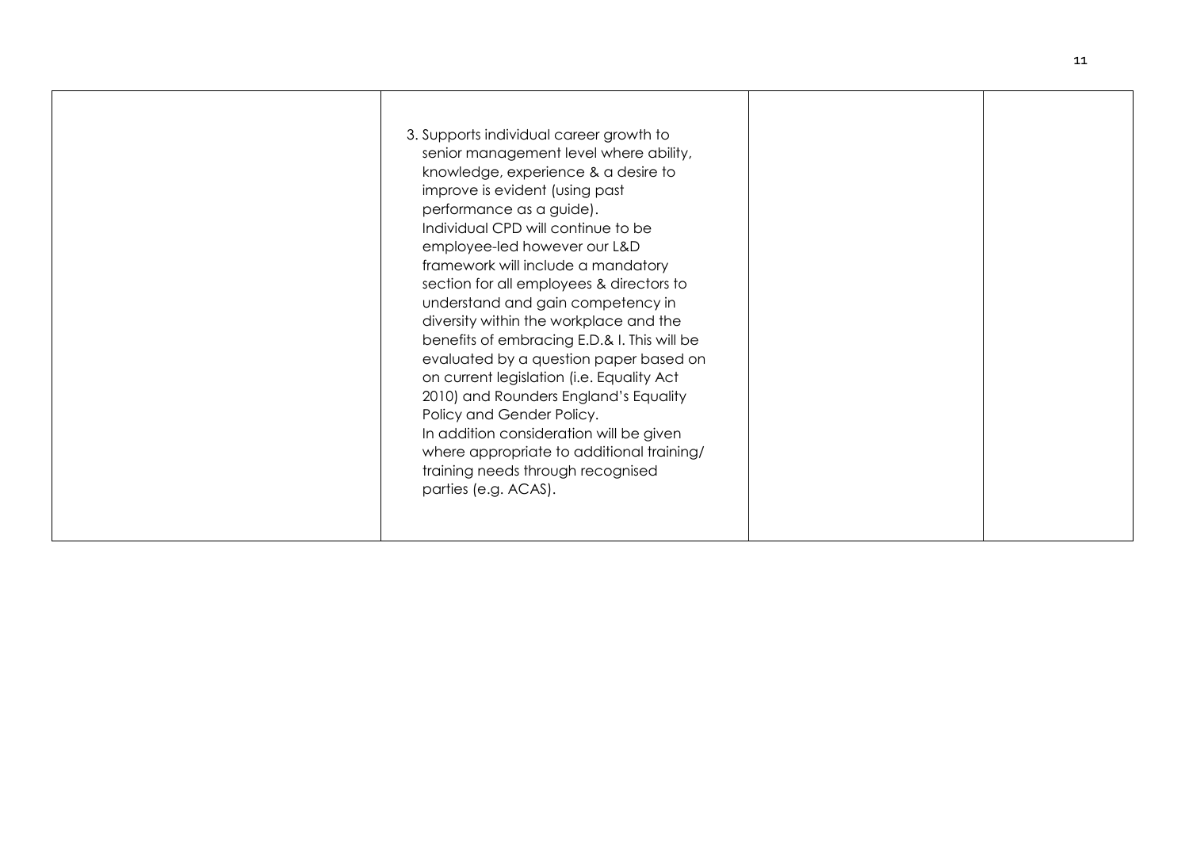|  |  |  |  |
|---|---|---|---|
|  | 3. Supports individual career growth to senior management level where ability, knowledge, experience & a desire to improve is evident (using past performance as a guide).<br>Individual CPD will continue to be employee-led however our L&D framework will include a mandatory section for all employees & directors to understand and gain competency in diversity within the workplace and the benefits of embracing E.D.& I. This will be evaluated by a question paper based on on current legislation (i.e. Equality Act 2010) and Rounders England's Equality Policy and Gender Policy.<br>In addition consideration will be given where appropriate to additional training/ training needs through recognised parties (e.g. ACAS). |  |  |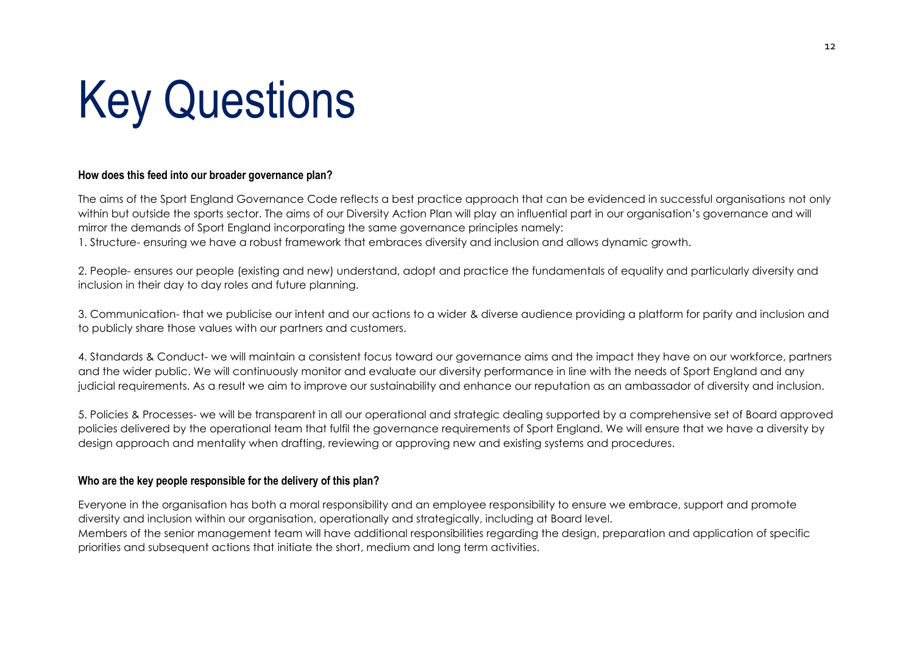# Key Questions

**How does this feed into our broader governance plan?**

The aims of the Sport England Governance Code reflects a best practice approach that can be evidenced in successful organisations not only within but outside the sports sector. The aims of our Diversity Action Plan will play an influential part in our organisation's governance and will mirror the demands of Sport England incorporating the same governance principles namely:

1. Structure- ensuring we have a robust framework that embraces diversity and inclusion and allows dynamic growth.

2. People- ensures our people (existing and new) understand, adopt and practice the fundamentals of equality and particularly diversity and inclusion in their day to day roles and future planning.

3. Communication- that we publicise our intent and our actions to a wider & diverse audience providing a platform for parity and inclusion and to publicly share those values with our partners and customers.

4. Standards & Conduct- we will maintain a consistent focus toward our governance aims and the impact they have on our workforce, partners and the wider public. We will continuously monitor and evaluate our diversity performance in line with the needs of Sport England and any judicial requirements. As a result we aim to improve our sustainability and enhance our reputation as an ambassador of diversity and inclusion.

5. Policies & Processes- we will be transparent in all our operational and strategic dealing supported by a comprehensive set of Board approved policies delivered by the operational team that fulfil the governance requirements of Sport England. We will ensure that we have a diversity by design approach and mentality when drafting, reviewing or approving new and existing systems and procedures.

**Who are the key people responsible for the delivery of this plan?**

Everyone in the organisation has both a moral responsibility and an employee responsibility to ensure we embrace, support and promote diversity and inclusion within our organisation, operationally and strategically, including at Board level.
Members of the senior management team will have additional responsibilities regarding the design, preparation and application of specific priorities and subsequent actions that initiate the short, medium and long term activities.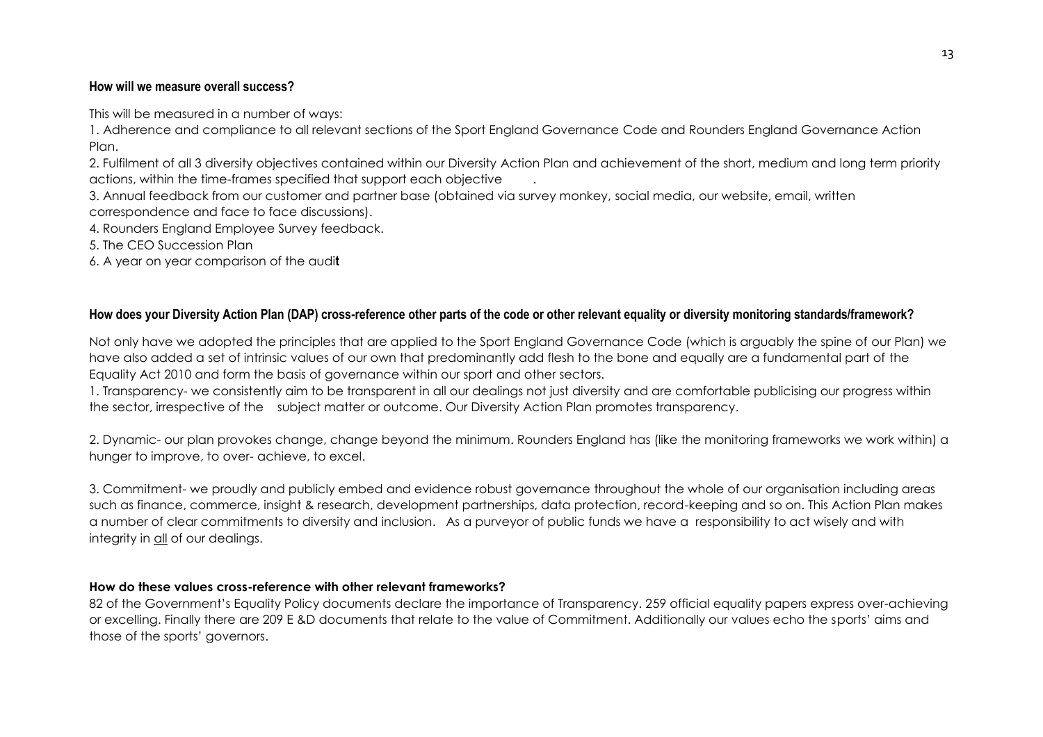**How will we measure overall success?**

This will be measured in a number of ways:

1. Adherence and compliance to all relevant sections of the Sport England Governance Code and Rounders England Governance Action Plan.
2. Fulfilment of all 3 diversity objectives contained within our Diversity Action Plan and achievement of the short, medium and long term priority actions, within the time-frames specified that support each objective .
3. Annual feedback from our customer and partner base (obtained via survey monkey, social media, our website, email, written correspondence and face to face discussions).
4. Rounders England Employee Survey feedback.
5. The CEO Succession Plan
6. A year on year comparison of the audi**t**

**How does your Diversity Action Plan (DAP) cross-reference other parts of the code or other relevant equality or diversity monitoring standards/framework?**

Not only have we adopted the principles that are applied to the Sport England Governance Code (which is arguably the spine of our Plan) we have also added a set of intrinsic values of our own that predominantly add flesh to the bone and equally are a fundamental part of the Equality Act 2010 and form the basis of governance within our sport and other sectors.

1. Transparency- we consistently aim to be transparent in all our dealings not just diversity and are comfortable publicising our progress within the sector, irrespective of the subject matter or outcome. Our Diversity Action Plan promotes transparency.

2. Dynamic- our plan provokes change, change beyond the minimum. Rounders England has (like the monitoring frameworks we work within) a hunger to improve, to over- achieve, to excel.

3. Commitment- we proudly and publicly embed and evidence robust governance throughout the whole of our organisation including areas such as finance, commerce, insight & research, development partnerships, data protection, record-keeping and so on. This Action Plan makes a number of clear commitments to diversity and inclusion. As a purveyor of public funds we have a responsibility to act wisely and with integrity in <u>all</u> of our dealings.

**How do these values cross-reference with other relevant frameworks?**

82 of the Government's Equality Policy documents declare the importance of Transparency. 259 official equality papers express over-achieving or excelling. Finally there are 209 E &D documents that relate to the value of Commitment. Additionally our values echo the sports' aims and those of the sports' governors.